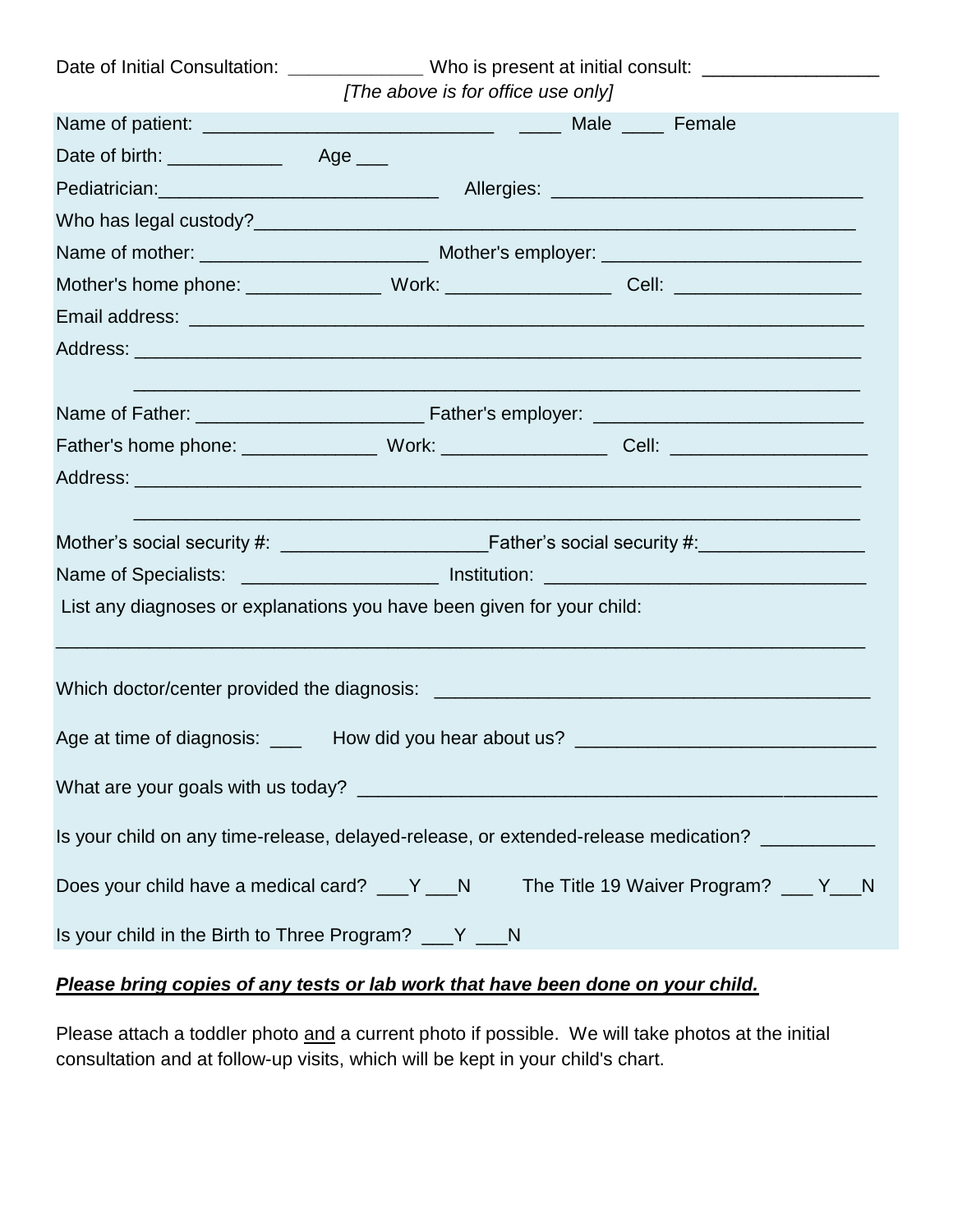Date of Initial Consultation: _____________ Who is present at initial consult: _________________

*[The above is for office use only]*

Name of patient: ___________________________ ____ Male ____ Female

Date of birth: ___________ Age ___

Pediatrician:__________________________ Allergies: _____________________________

Who has legal custody?__________________________________________________________

Name of mother: _____________________ Mother's employer: ________________________

Mother's home phone: _____________ Work: _______________ Cell: _________________

Email address: ____________________________________________________________

Address: _________________________________________________________________

_________________________________________________________________

Name of Father: _____________________ Father's employer: _________________________

Father's home phone: _____________ Work: _______________ Cell: __________________

Address: _________________________________________________________________

_________________________________________________________________

Mother's social security #: ___________________Father's social security #:________________

Name of Specialists: __________________ Institution: ______________________________

List any diagnoses or explanations you have been given for your child:

_____________________________________________________________________________

Which doctor/center provided the diagnosis: _________________________________________

Age at time of diagnosis: ___ How did you hear about us? ____________________________

What are your goals with us today? _________________________________________________

Is your child on any time-release, delayed-release, or extended-release medication? __________

Does your child have a medical card? ___Y ___N The Title 19 Waiver Program? ___ Y___N

Is your child in the Birth to Three Program? ___Y ___N

***Please bring copies of any tests or lab work that have been done on your child.***

Please attach a toddler photo and a current photo if possible. We will take photos at the initial consultation and at follow-up visits, which will be kept in your child's chart.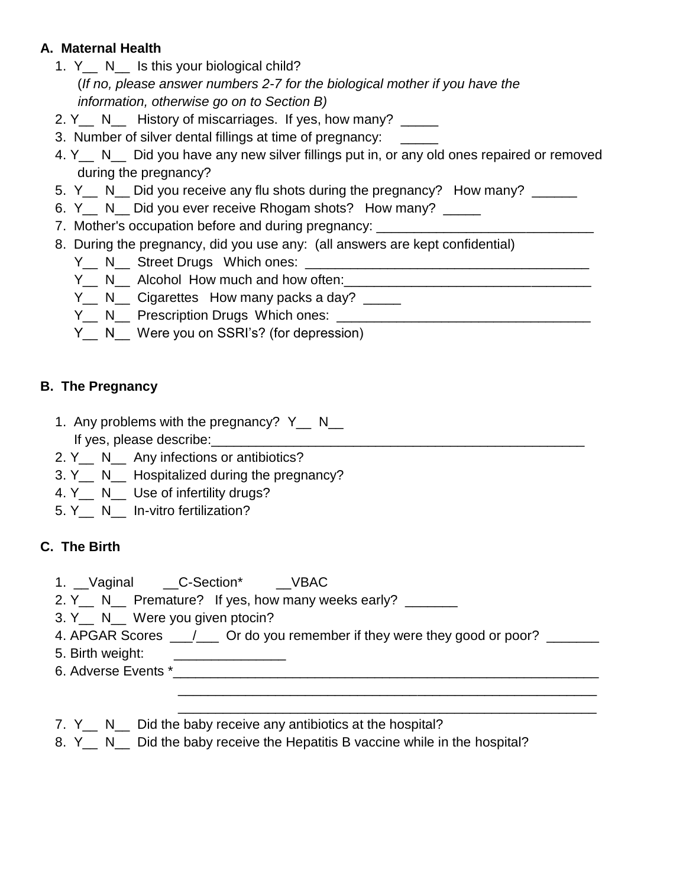## A. Maternal Health

1. Y__ N__ Is this your biological child?
   (*If no, please answer numbers 2-7 for the biological mother if you have the information, otherwise go on to Section B)*
2. Y__ N__ History of miscarriages. If yes, how many? _____
3. Number of silver dental fillings at time of pregnancy: _____
4. Y__ N__ Did you have any new silver fillings put in, or any old ones repaired or removed during the pregnancy?
5. Y__ N__ Did you receive any flu shots during the pregnancy? How many? ______
6. Y__ N__ Did you ever receive Rhogam shots? How many? _____
7. Mother's occupation before and during pregnancy: ______________________________
8. During the pregnancy, did you use any: (all answers are kept confidential)
   - Y__ N__ Street Drugs Which ones: _______________________________________
   - Y__ N__ Alcohol How much and how often:__________________________________
   - Y__ N__ Cigarettes How many packs a day? _____
   - Y__ N__ Prescription Drugs Which ones: __________________________________
   - Y__ N__ Were you on SSRI's? (for depression)

## B. The Pregnancy

1. Any problems with the pregnancy? Y__ N__
   If yes, please describe:_____________________________________________________
2. Y__ N__ Any infections or antibiotics?
3. Y__ N__ Hospitalized during the pregnancy?
4. Y__ N__ Use of infertility drugs?
5. Y__ N__ In-vitro fertilization?

## C. The Birth

1. __Vaginal __C-Section* __VBAC
2. Y__ N__ Premature? If yes, how many weeks early? _______
3. Y__ N__ Were you given ptocin?
4. APGAR Scores ___/___ Or do you remember if they were they good or poor? _______
5. Birth weight: _______________
6. Adverse Events *____________________________________________________________
   ___________________________________________________________
   ___________________________________________________________
7. Y__ N__ Did the baby receive any antibiotics at the hospital?
8. Y__ N__ Did the baby receive the Hepatitis B vaccine while in the hospital?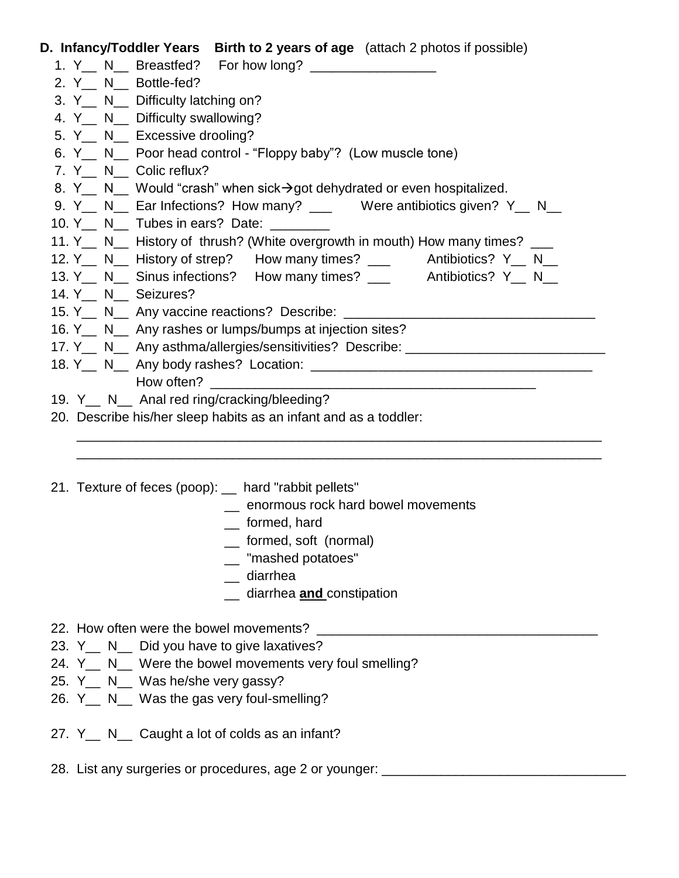**D. Infancy/Toddler Years  Birth to 2 years of age** (attach 2 photos if possible)

1. Y__ N__ Breastfed? For how long? _________________
2. Y__ N__ Bottle-fed?
3. Y__ N__ Difficulty latching on?
4. Y__ N__ Difficulty swallowing?
5. Y__ N__ Excessive drooling?
6. Y__ N__ Poor head control - "Floppy baby"? (Low muscle tone)
7. Y__ N__ Colic reflux?
8. Y__ N__ Would "crash" when sick→got dehydrated or even hospitalized.
9. Y__ N__ Ear Infections? How many? ___ Were antibiotics given? Y__ N__
10. Y__ N__ Tubes in ears? Date: ________
11. Y__ N__ History of thrush? (White overgrowth in mouth) How many times? ___
12. Y__ N__ History of strep? How many times? ___ Antibiotics? Y__ N__
13. Y__ N__ Sinus infections? How many times? ___ Antibiotics? Y__ N__
14. Y__ N__ Seizures?
15. Y__ N__ Any vaccine reactions? Describe: _________________________________
16. Y__ N__ Any rashes or lumps/bumps at injection sites?
17. Y__ N__ Any asthma/allergies/sensitivities? Describe: ___________________________
18. Y__ N__ Any body rashes? Location: ______________________________________
    How often? ____________________________________________
19. Y__ N__ Anal red ring/cracking/bleeding?
20. Describe his/her sleep habits as an infant and as a toddler:
    _______________________________________________________________________
    _______________________________________________________________________
21. Texture of feces (poop): __ hard "rabbit pellets"
    __ enormous rock hard bowel movements
    __ formed, hard
    __ formed, soft (normal)
    __ "mashed potatoes"
    __ diarrhea
    __ diarrhea **and** constipation
22. How often were the bowel movements? ______________________________________
23. Y__ N__ Did you have to give laxatives?
24. Y__ N__ Were the bowel movements very foul smelling?
25. Y__ N__ Was he/she very gassy?
26. Y__ N__ Was the gas very foul-smelling?
27. Y__ N__ Caught a lot of colds as an infant?
28. List any surgeries or procedures, age 2 or younger: ________________________________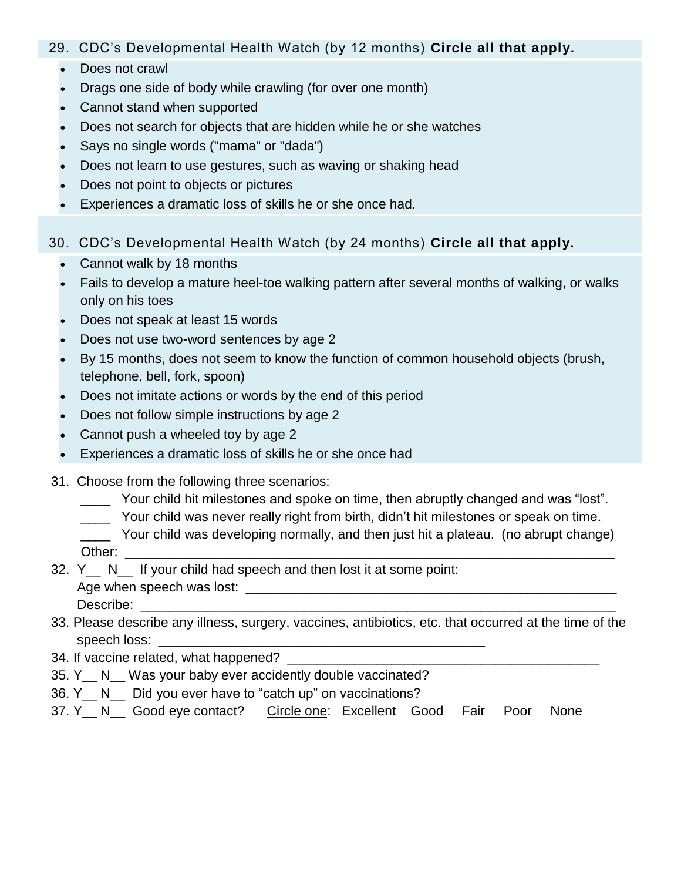29. CDC's Developmental Health Watch (by 12 months) **Circle all that apply.**

- Does not crawl
- Drags one side of body while crawling (for over one month)
- Cannot stand when supported
- Does not search for objects that are hidden while he or she watches
- Says no single words ("mama" or "dada")
- Does not learn to use gestures, such as waving or shaking head
- Does not point to objects or pictures
- Experiences a dramatic loss of skills he or she once had.

30. CDC's Developmental Health Watch (by 24 months) **Circle all that apply.**

- Cannot walk by 18 months
- Fails to develop a mature heel-toe walking pattern after several months of walking, or walks only on his toes
- Does not speak at least 15 words
- Does not use two-word sentences by age 2
- By 15 months, does not seem to know the function of common household objects (brush, telephone, bell, fork, spoon)
- Does not imitate actions or words by the end of this period
- Does not follow simple instructions by age 2
- Cannot push a wheeled toy by age 2
- Experiences a dramatic loss of skills he or she once had

31. Choose from the following three scenarios:
    ____ Your child hit milestones and spoke on time, then abruptly changed and was "lost".
    ____ Your child was never really right from birth, didn't hit milestones or speak on time.
    ____ Your child was developing normally, and then just hit a plateau. (no abrupt change)
    Other: ____________________________________________________________
32. Y__ N__ If your child had speech and then lost it at some point:
    Age when speech was lost: ____________________________________________
    Describe: ________________________________________________________
33. Please describe any illness, surgery, vaccines, antibiotics, etc. that occurred at the time of the speech loss: ________________________________________
34. If vaccine related, what happened? ______________________________________
35. Y__ N__ Was your baby ever accidently double vaccinated?
36. Y__ N__ Did you ever have to "catch up" on vaccinations?
37. Y__ N__ Good eye contact? Circle one: Excellent Good Fair Poor None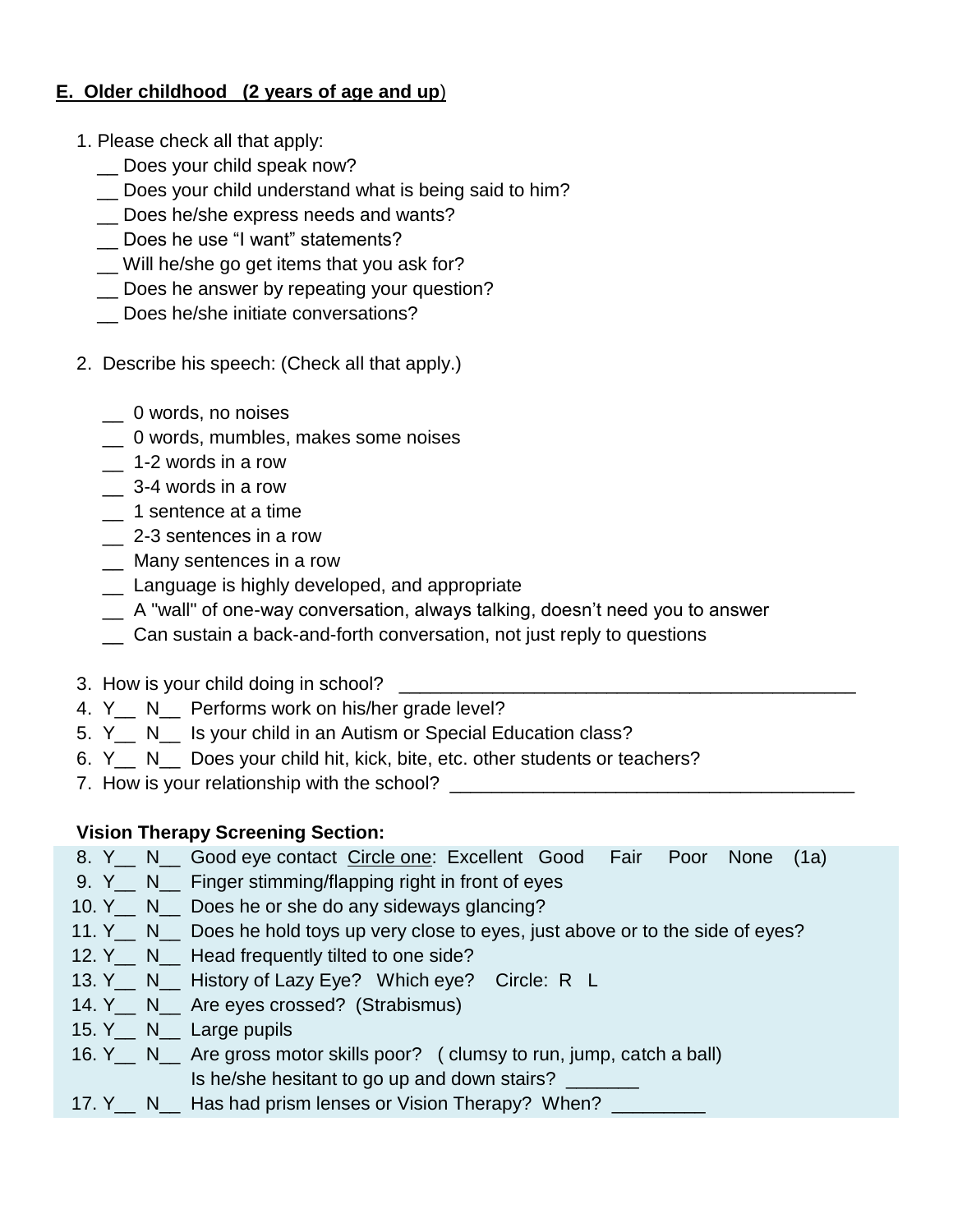**E. Older childhood (2 years of age and up)**

1. Please check all that apply:
   __ Does your child speak now?
   __ Does your child understand what is being said to him?
   __ Does he/she express needs and wants?
   __ Does he use "I want" statements?
   __ Will he/she go get items that you ask for?
   __ Does he answer by repeating your question?
   __ Does he/she initiate conversations?

2. Describe his speech: (Check all that apply.)

   __ 0 words, no noises
   __ 0 words, mumbles, makes some noises
   __ 1-2 words in a row
   __ 3-4 words in a row
   __ 1 sentence at a time
   __ 2-3 sentences in a row
   __ Many sentences in a row
   __ Language is highly developed, and appropriate
   __ A "wall" of one-way conversation, always talking, doesn't need you to answer
   __ Can sustain a back-and-forth conversation, not just reply to questions

3. How is your child doing in school? ____________________________________________
4. Y__ N__ Performs work on his/her grade level?
5. Y__ N__ Is your child in an Autism or Special Education class?
6. Y__ N__ Does your child hit, kick, bite, etc. other students or teachers?
7. How is your relationship with the school? ______________________________________

**Vision Therapy Screening Section:**

8. Y__ N__ Good eye contact <u>Circle one</u>: Excellent Good Fair Poor None (1a)
9. Y__ N__ Finger stimming/flapping right in front of eyes
10. Y__ N__ Does he or she do any sideways glancing?
11. Y__ N__ Does he hold toys up very close to eyes, just above or to the side of eyes?
12. Y__ N__ Head frequently tilted to one side?
13. Y__ N__ History of Lazy Eye? Which eye? Circle: R L
14. Y__ N__ Are eyes crossed? (Strabismus)
15. Y__ N__ Large pupils
16. Y__ N__ Are gross motor skills poor? ( clumsy to run, jump, catch a ball)
    Is he/she hesitant to go up and down stairs? _______
17. Y__ N__ Has had prism lenses or Vision Therapy? When? _________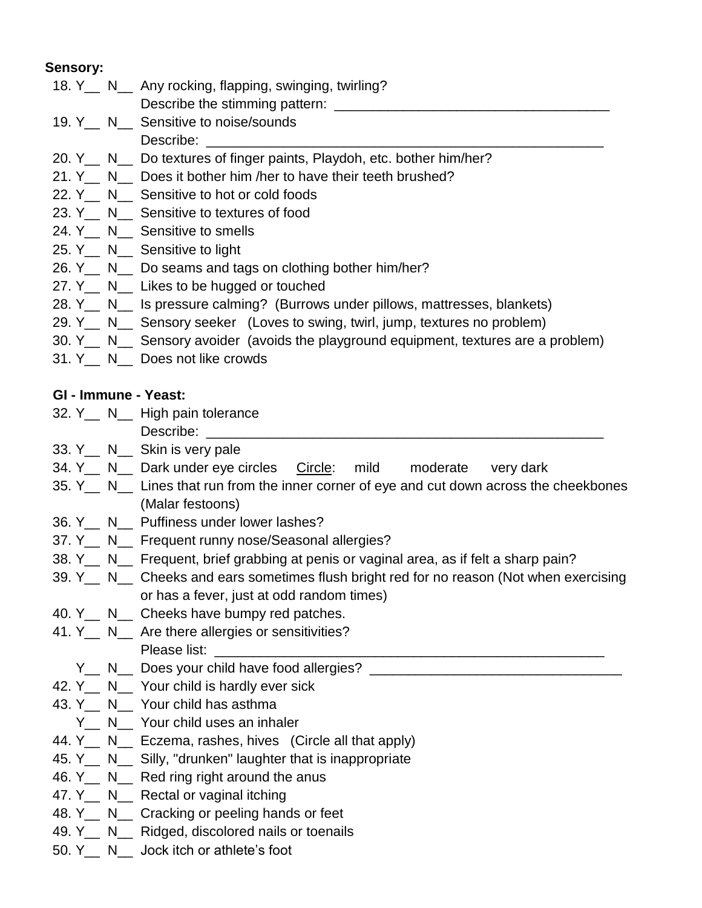**Sensory:**

18. Y__ N__ Any rocking, flapping, swinging, twirling?
    Describe the stimming pattern: ____________________________________
19. Y__ N__ Sensitive to noise/sounds
    Describe: ______________________________________________________
20. Y__ N__ Do textures of finger paints, Playdoh, etc. bother him/her?
21. Y__ N__ Does it bother him /her to have their teeth brushed?
22. Y__ N__ Sensitive to hot or cold foods
23. Y__ N__ Sensitive to textures of food
24. Y__ N__ Sensitive to smells
25. Y__ N__ Sensitive to light
26. Y__ N__ Do seams and tags on clothing bother him/her?
27. Y__ N__ Likes to be hugged or touched
28. Y__ N__ Is pressure calming? (Burrows under pillows, mattresses, blankets)
29. Y__ N__ Sensory seeker (Loves to swing, twirl, jump, textures no problem)
30. Y__ N__ Sensory avoider (avoids the playground equipment, textures are a problem)
31. Y__ N__ Does not like crowds

**GI - Immune - Yeast:**

32. Y__ N__ High pain tolerance
    Describe: ______________________________________________________
33. Y__ N__ Skin is very pale
34. Y__ N__ Dark under eye circles <u>Circle</u>: mild moderate very dark
35. Y__ N__ Lines that run from the inner corner of eye and cut down across the cheekbones (Malar festoons)
36. Y__ N__ Puffiness under lower lashes?
37. Y__ N__ Frequent runny nose/Seasonal allergies?
38. Y__ N__ Frequent, brief grabbing at penis or vaginal area, as if felt a sharp pain?
39. Y__ N__ Cheeks and ears sometimes flush bright red for no reason (Not when exercising or has a fever, just at odd random times)
40. Y__ N__ Cheeks have bumpy red patches.
41. Y__ N__ Are there allergies or sensitivities?
    Please list: _____________________________________________________
    Y__ N__ Does your child have food allergies? _________________________________
42. Y__ N__ Your child is hardly ever sick
43. Y__ N__ Your child has asthma
    Y__ N__ Your child uses an inhaler
44. Y__ N__ Eczema, rashes, hives (Circle all that apply)
45. Y__ N__ Silly, "drunken" laughter that is inappropriate
46. Y__ N__ Red ring right around the anus
47. Y__ N__ Rectal or vaginal itching
48. Y__ N__ Cracking or peeling hands or feet
49. Y__ N__ Ridged, discolored nails or toenails
50. Y__ N__ Jock itch or athlete's foot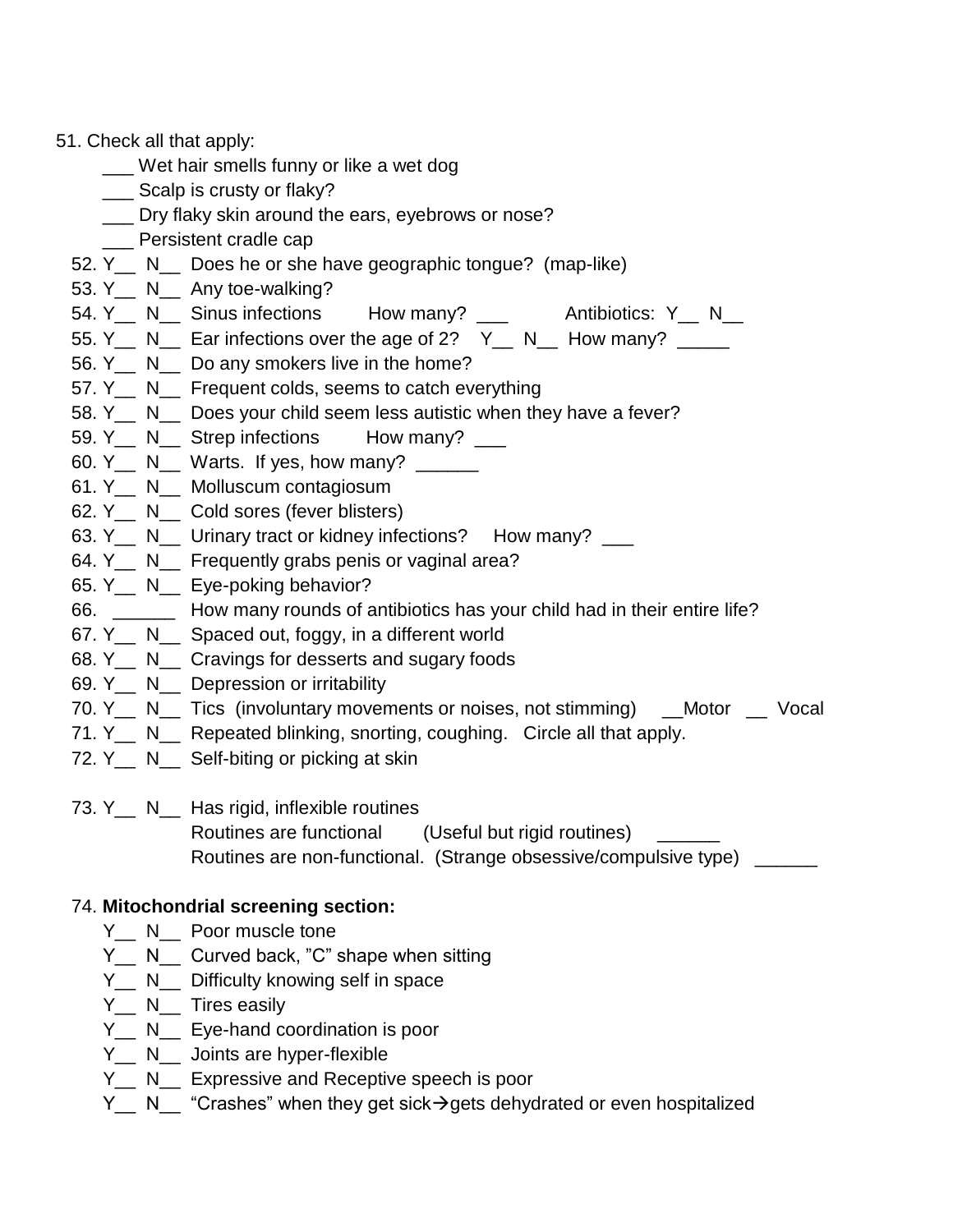51. Check all that apply:
    - ___ Wet hair smells funny or like a wet dog
    - ___ Scalp is crusty or flaky?
    - ___ Dry flaky skin around the ears, eyebrows or nose?
    - ___ Persistent cradle cap

52. Y__ N__ Does he or she have geographic tongue? (map-like)
53. Y__ N__ Any toe-walking?
54. Y__ N__ Sinus infections How many? ___ Antibiotics: Y__ N__
55. Y__ N__ Ear infections over the age of 2? Y__ N__ How many? _____
56. Y__ N__ Do any smokers live in the home?
57. Y__ N__ Frequent colds, seems to catch everything
58. Y__ N__ Does your child seem less autistic when they have a fever?
59. Y__ N__ Strep infections How many? ___
60. Y__ N__ Warts. If yes, how many? ______
61. Y__ N__ Molluscum contagiosum
62. Y__ N__ Cold sores (fever blisters)
63. Y__ N__ Urinary tract or kidney infections? How many? ___
64. Y__ N__ Frequently grabs penis or vaginal area?
65. Y__ N__ Eye-poking behavior?
66. ______ How many rounds of antibiotics has your child had in their entire life?
67. Y__ N__ Spaced out, foggy, in a different world
68. Y__ N__ Cravings for desserts and sugary foods
69. Y__ N__ Depression or irritability
70. Y__ N__ Tics (involuntary movements or noises, not stimming) __Motor __ Vocal
71. Y__ N__ Repeated blinking, snorting, coughing. Circle all that apply.
72. Y__ N__ Self-biting or picking at skin

73. Y__ N__ Has rigid, inflexible routines
    - Routines are functional (Useful but rigid routines) ______
    - Routines are non-functional. (Strange obsessive/compulsive type) ______

74. **Mitochondrial screening section:**
    - Y__ N__ Poor muscle tone
    - Y__ N__ Curved back, "C" shape when sitting
    - Y__ N__ Difficulty knowing self in space
    - Y__ N__ Tires easily
    - Y__ N__ Eye-hand coordination is poor
    - Y__ N__ Joints are hyper-flexible
    - Y__ N__ Expressive and Receptive speech is poor
    - Y__ N__ "Crashes" when they get sick→gets dehydrated or even hospitalized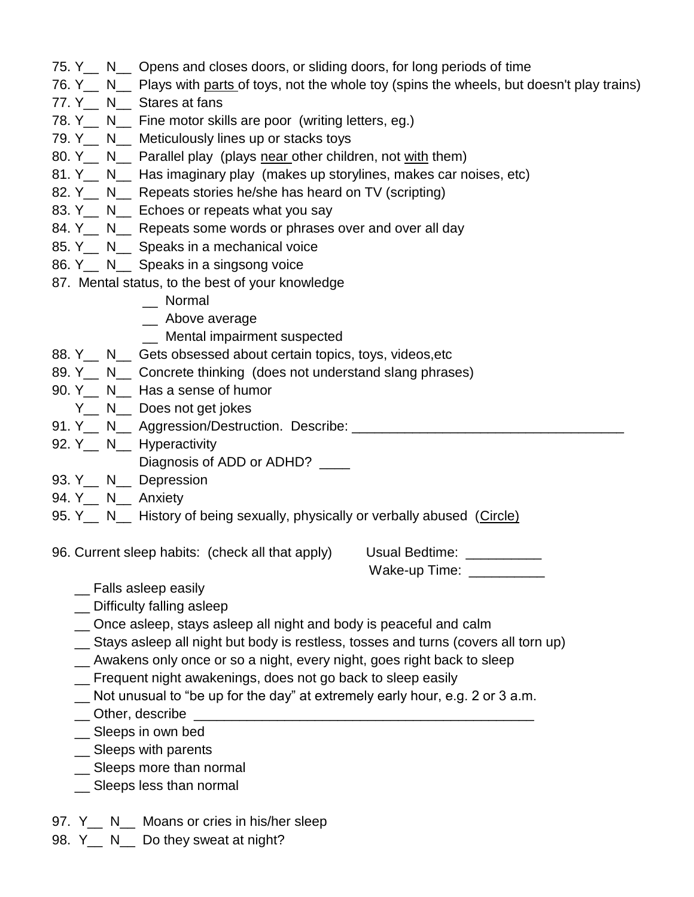75. Y__ N__ Opens and closes doors, or sliding doors, for long periods of time
76. Y__ N__ Plays with <u>parts</u> of toys, not the whole toy (spins the wheels, but doesn't play trains)
77. Y__ N__ Stares at fans
78. Y__ N__ Fine motor skills are poor (writing letters, eg.)
79. Y__ N__ Meticulously lines up or stacks toys
80. Y__ N__ Parallel play (plays <u>near</u> other children, not <u>with</u> them)
81. Y__ N__ Has imaginary play (makes up storylines, makes car noises, etc)
82. Y__ N__ Repeats stories he/she has heard on TV (scripting)
83. Y__ N__ Echoes or repeats what you say
84. Y__ N__ Repeats some words or phrases over and over all day
85. Y__ N__ Speaks in a mechanical voice
86. Y__ N__ Speaks in a singsong voice
87. Mental status, to the best of your knowledge
    - __ Normal
    - __ Above average
    - __ Mental impairment suspected
88. Y__ N__ Gets obsessed about certain topics, toys, videos,etc
89. Y__ N__ Concrete thinking (does not understand slang phrases)
90. Y__ N__ Has a sense of humor
    Y__ N__ Does not get jokes
91. Y__ N__ Aggression/Destruction. Describe: ____________________________________
92. Y__ N__ Hyperactivity
    Diagnosis of ADD or ADHD? ____
93. Y__ N__ Depression
94. Y__ N__ Anxiety
95. Y__ N__ History of being sexually, physically or verbally abused (<u>Circle</u>)

96. Current sleep habits: (check all that apply) Usual Bedtime: __________
Wake-up Time: __________

- __ Falls asleep easily
- __ Difficulty falling asleep
- __ Once asleep, stays asleep all night and body is peaceful and calm
- __ Stays asleep all night but body is restless, tosses and turns (covers all torn up)
- __ Awakens only once or so a night, every night, goes right back to sleep
- __ Frequent night awakenings, does not go back to sleep easily
- __ Not unusual to "be up for the day" at extremely early hour, e.g. 2 or 3 a.m.
- __ Other, describe ______________________________________________
- __ Sleeps in own bed
- __ Sleeps with parents
- __ Sleeps more than normal
- __ Sleeps less than normal

97. Y__ N__ Moans or cries in his/her sleep
98. Y__ N__ Do they sweat at night?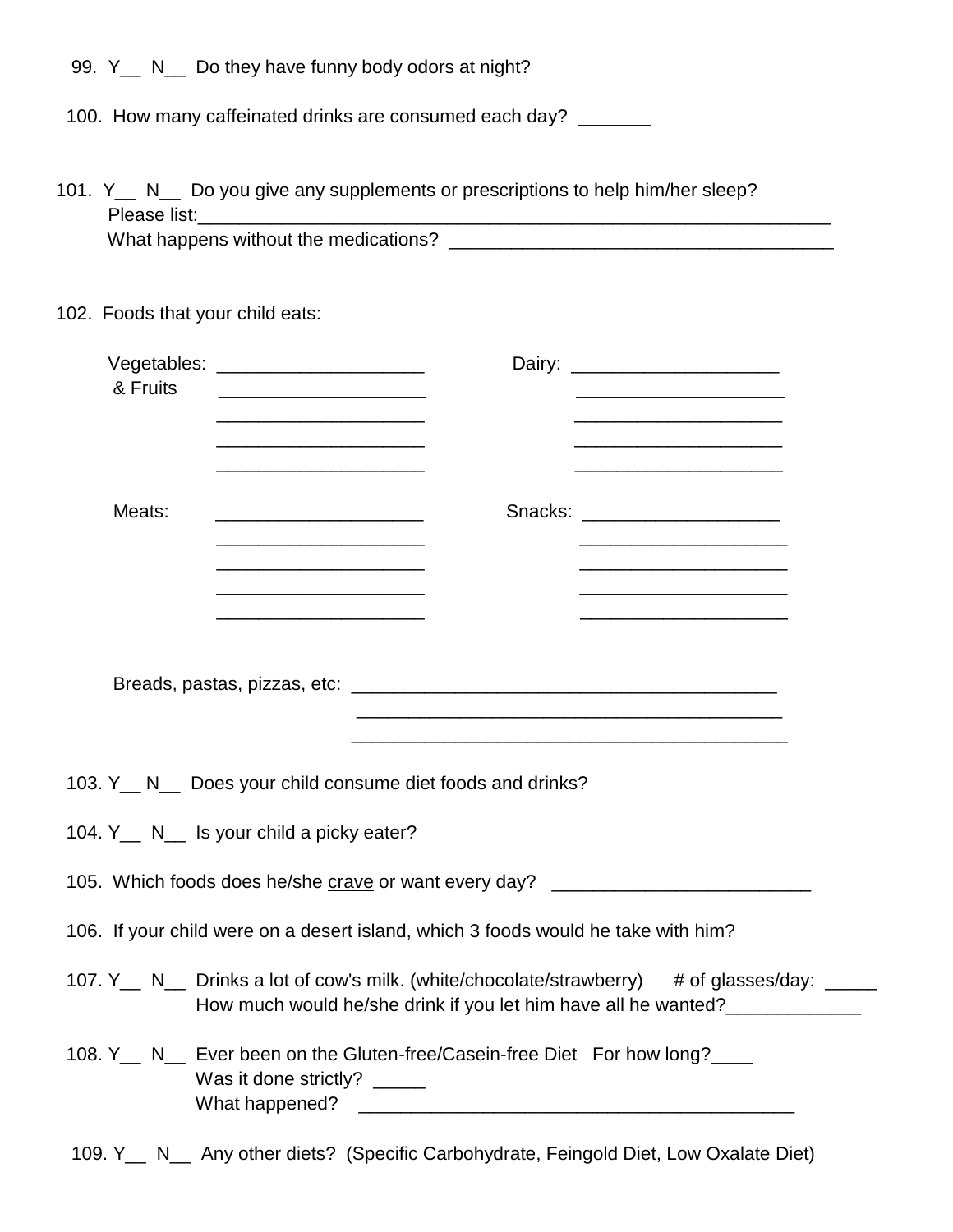99. Y__ N__ Do they have funny body odors at night?

100. How many caffeinated drinks are consumed each day? _______

101. Y__ N__ Do you give any supplements or prescriptions to help him/her sleep?
Please list:_________________________________________________________________
What happens without the medications? _____________________________________

102. Foods that your child eats:

| | | | |
|---|---|---|---|
| Vegetables: & Fruits | ____________________ | Dairy: | ____________________ |
| | ____________________ | | ____________________ |
| | ____________________ | | ____________________ |
| | ____________________ | | ____________________ |
| | ____________________ | | ____________________ |
| Meats: | ____________________ | Snacks: | ____________________ |
| | ____________________ | | ____________________ |
| | ____________________ | | ____________________ |
| | ____________________ | | ____________________ |
| | ____________________ | | ____________________ |

Breads, pastas, pizzas, etc: __________________________________________
__________________________________________
__________________________________________

103. Y__ N__ Does your child consume diet foods and drinks?

104. Y__ N__ Is your child a picky eater?

105. Which foods does he/she <u>crave</u> or want every day? _________________________

106. If your child were on a desert island, which 3 foods would he take with him?

107. Y__ N__ Drinks a lot of cow's milk. (white/chocolate/strawberry) # of glasses/day: _____
How much would he/she drink if you let him have all he wanted?_____________

108. Y__ N__ Ever been on the Gluten-free/Casein-free Diet For how long?____
Was it done strictly? _____
What happened? __________________________________________

109. Y__ N__ Any other diets? (Specific Carbohydrate, Feingold Diet, Low Oxalate Diet)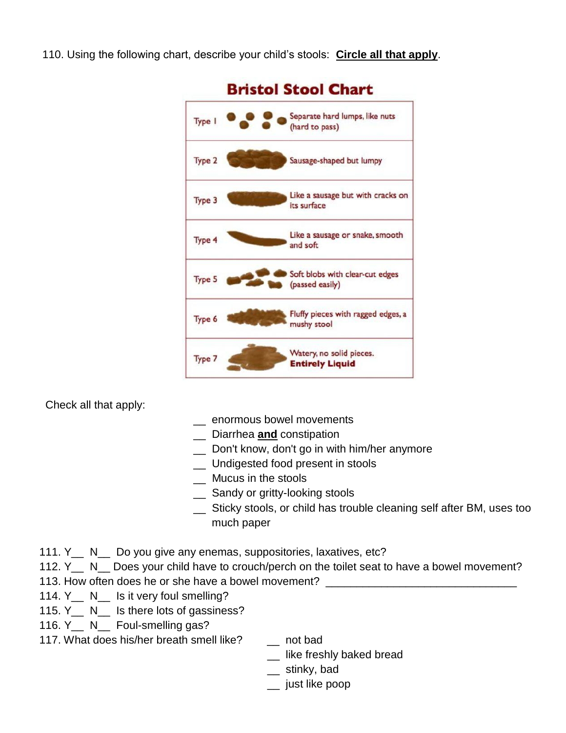110. Using the following chart, describe your child's stools: **Circle all that apply**.

**Bristol Stool Chart**

| Type | Description |
| --- | --- |
| Type 1 | Separate hard lumps, like nuts (hard to pass) |
| Type 2 | Sausage-shaped but lumpy |
| Type 3 | Like a sausage but with cracks on its surface |
| Type 4 | Like a sausage or snake, smooth and soft |
| Type 5 | Soft blobs with clear-cut edges (passed easily) |
| Type 6 | Fluffy pieces with ragged edges, a mushy stool |
| Type 7 | Watery, no solid pieces. **Entirely Liquid** |

Check all that apply:

__ enormous bowel movements
__ Diarrhea **and** constipation
__ Don't know, don't go in with him/her anymore
__ Undigested food present in stools
__ Mucus in the stools
__ Sandy or gritty-looking stools
__ Sticky stools, or child has trouble cleaning self after BM, uses too much paper

111. Y__ N__ Do you give any enemas, suppositories, laxatives, etc?
112. Y__ N__ Does your child have to crouch/perch on the toilet seat to have a bowel movement?
113. How often does he or she have a bowel movement? ______________________________
114. Y__ N__ Is it very foul smelling?
115. Y__ N__ Is there lots of gassiness?
116. Y__ N__ Foul-smelling gas?
117. What does his/her breath smell like?

__ not bad
__ like freshly baked bread
__ stinky, bad
__ just like poop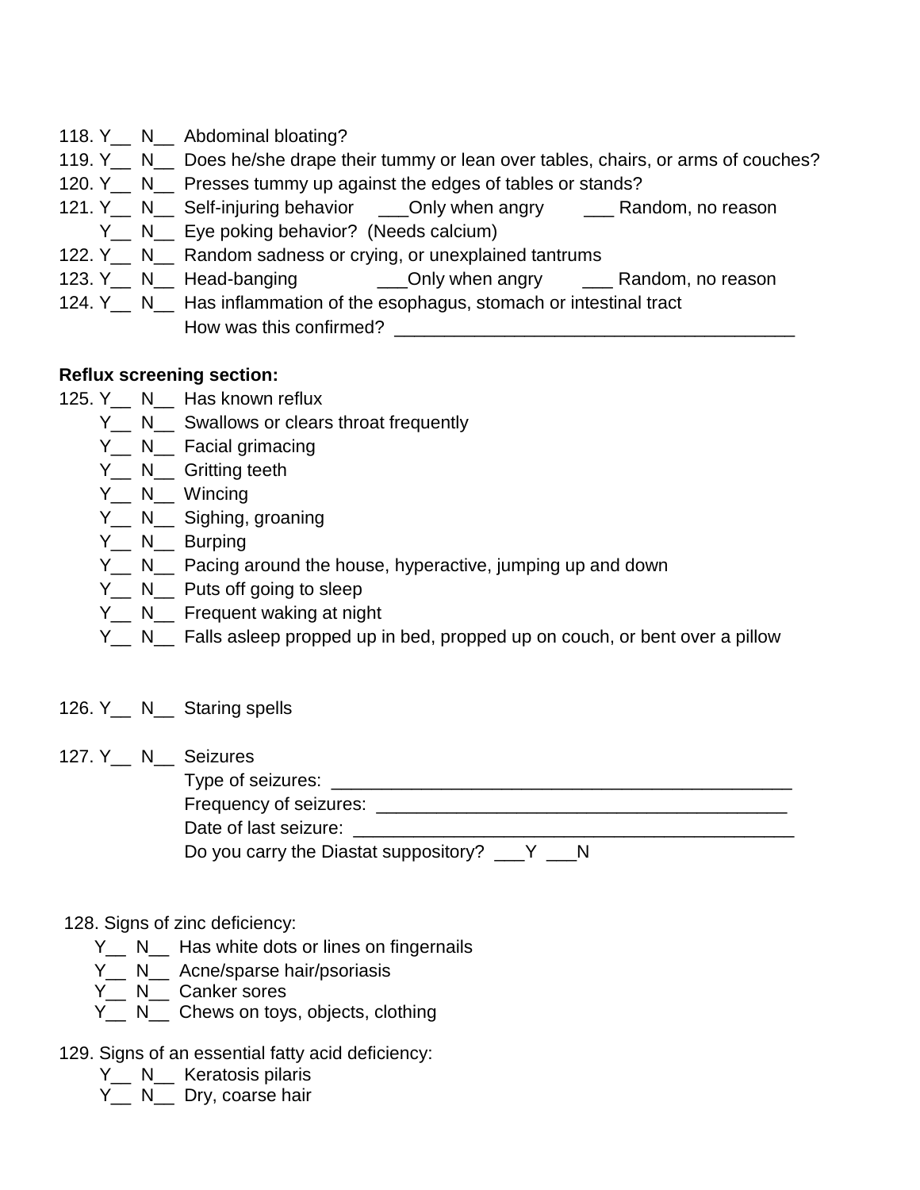118. Y__ N__ Abdominal bloating?
119. Y__ N__ Does he/she drape their tummy or lean over tables, chairs, or arms of couches?
120. Y__ N__ Presses tummy up against the edges of tables or stands?
121. Y__ N__ Self-injuring behavior ___Only when angry ___ Random, no reason
Y__ N__ Eye poking behavior? (Needs calcium)
122. Y__ N__ Random sadness or crying, or unexplained tantrums
123. Y__ N__ Head-banging ___Only when angry ___ Random, no reason
124. Y__ N__ Has inflammation of the esophagus, stomach or intestinal tract
How was this confirmed? ________________________________________

**Reflux screening section:**

125. Y__ N__ Has known reflux
Y__ N__ Swallows or clears throat frequently
Y__ N__ Facial grimacing
Y__ N__ Gritting teeth
Y__ N__ Wincing
Y__ N__ Sighing, groaning
Y__ N__ Burping
Y__ N__ Pacing around the house, hyperactive, jumping up and down
Y__ N__ Puts off going to sleep
Y__ N__ Frequent waking at night
Y__ N__ Falls asleep propped up in bed, propped up on couch, or bent over a pillow

126. Y__ N__ Staring spells

127. Y__ N__ Seizures
Type of seizures: ______________________________________________
Frequency of seizures: __________________________________________
Date of last seizure: ____________________________________________
Do you carry the Diastat suppository? ___Y ___N

128. Signs of zinc deficiency:
Y__ N__ Has white dots or lines on fingernails
Y__ N__ Acne/sparse hair/psoriasis
Y__ N__ Canker sores
Y__ N__ Chews on toys, objects, clothing

129. Signs of an essential fatty acid deficiency:
Y__ N__ Keratosis pilaris
Y__ N__ Dry, coarse hair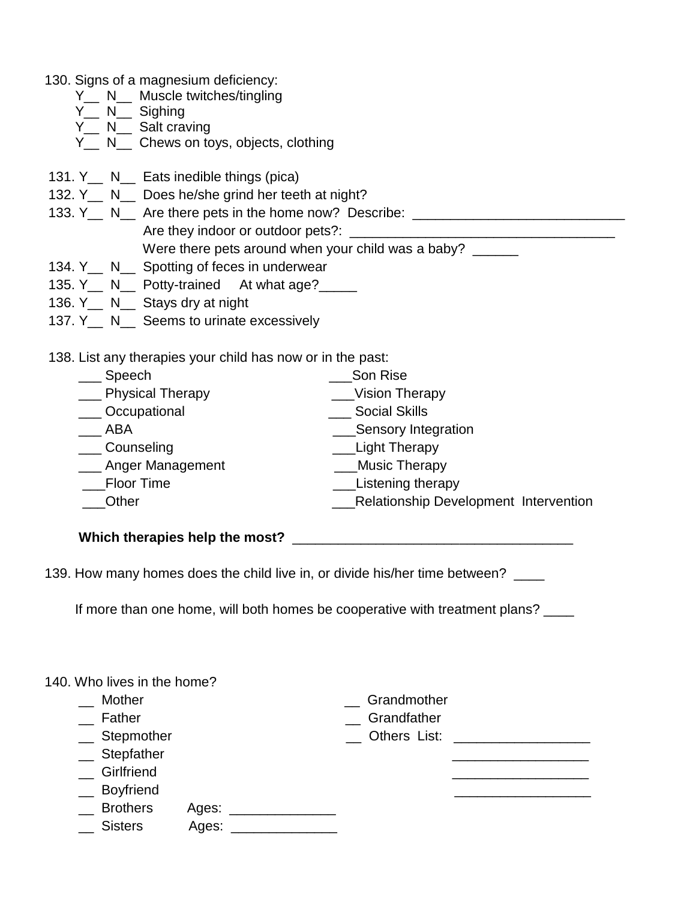130. Signs of a magnesium deficiency:
   - Y__ N__ Muscle twitches/tingling
   - Y__ N__ Sighing
   - Y__ N__ Salt craving
   - Y__ N__ Chews on toys, objects, clothing

131. Y__ N__ Eats inedible things (pica)

132. Y__ N__ Does he/she grind her teeth at night?

133. Y__ N__ Are there pets in the home now? Describe: ____________________________
   Are they indoor or outdoor pets?: ____________________________________
   Were there pets around when your child was a baby? ______

134. Y__ N__ Spotting of feces in underwear

135. Y__ N__ Potty-trained At what age?_____

136. Y__ N__ Stays dry at night

137. Y__ N__ Seems to urinate excessively

138. List any therapies your child has now or in the past:
   - ___ Speech
   - ___ Physical Therapy
   - ___ Occupational
   - ___ ABA
   - ___ Counseling
   - ___ Anger Management
   - ___Floor Time
   - ___Other
   - ___Son Rise
   - ___Vision Therapy
   - ___ Social Skills
   - ___Sensory Integration
   - ___Light Therapy
   - ___Music Therapy
   - ___Listening therapy
   - ___Relationship Development Intervention

   **Which therapies help the most?** ____________________________________

139. How many homes does the child live in, or divide his/her time between? ____

   If more than one home, will both homes be cooperative with treatment plans? ____

140. Who lives in the home?
   - __ Mother
   - __ Father
   - __ Stepmother
   - __ Stepfather
   - __ Girlfriend
   - __ Boyfriend
   - __ Brothers Ages: ______________
   - __ Sisters Ages: ______________
   - __ Grandmother
   - __ Grandfather
   - __ Others List: __________________
     __________________
     __________________
     __________________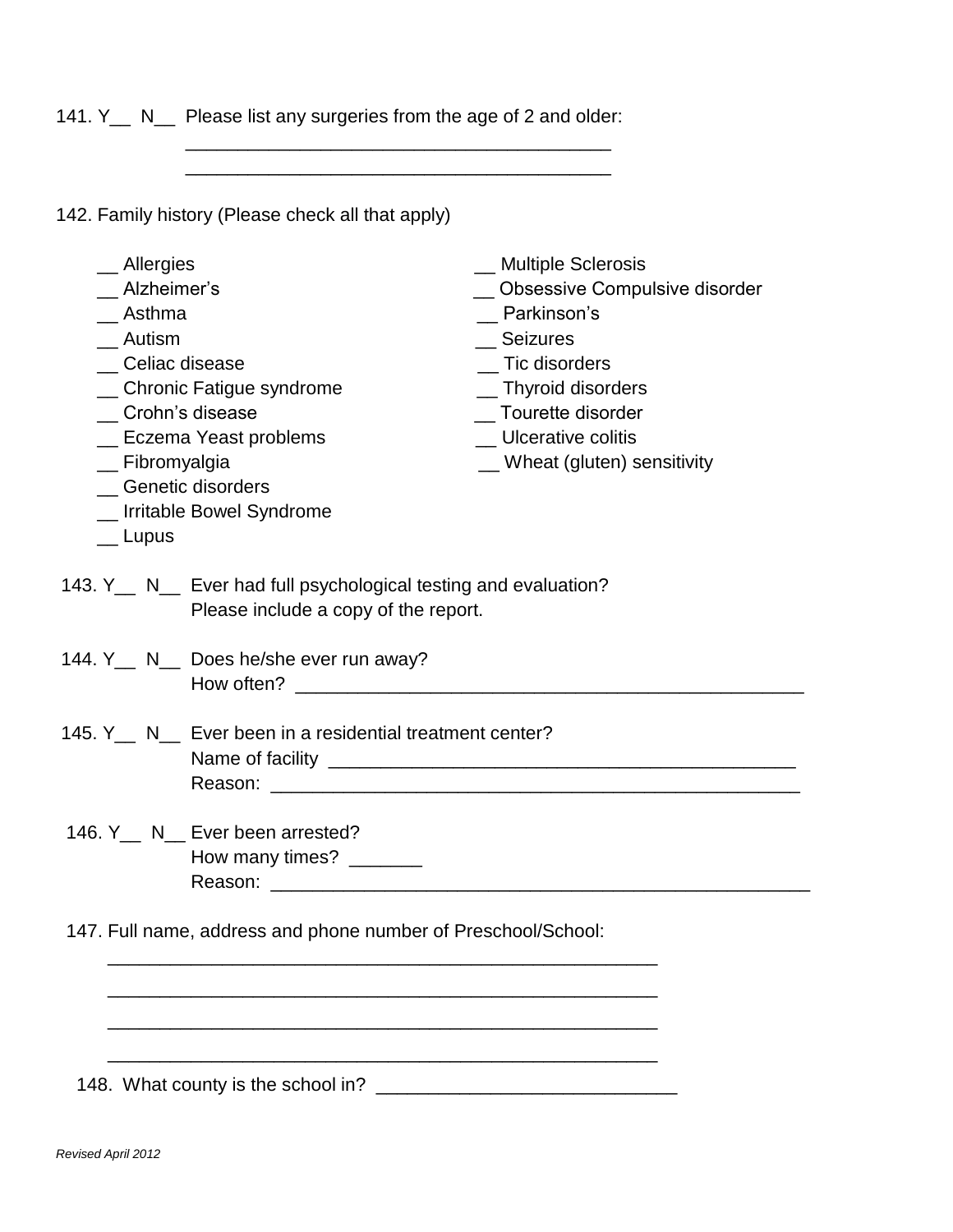141. Y__ N__ Please list any surgeries from the age of 2 and older:
________________________________________
________________________________________

142. Family history (Please check all that apply)

- __ Allergies
- __ Alzheimer's
- __ Asthma
- __ Autism
- __ Celiac disease
- __ Chronic Fatigue syndrome
- __ Crohn's disease
- __ Eczema Yeast problems
- __ Fibromyalgia
- __ Genetic disorders
- __ Irritable Bowel Syndrome
- __ Lupus
- __ Multiple Sclerosis
- __ Obsessive Compulsive disorder
- __ Parkinson's
- __ Seizures
- __ Tic disorders
- __ Thyroid disorders
- __ Tourette disorder
- __ Ulcerative colitis
- __ Wheat (gluten) sensitivity

143. Y__ N__ Ever had full psychological testing and evaluation?
Please include a copy of the report.

144. Y__ N__ Does he/she ever run away?
How often? ________________________________________________

145. Y__ N__ Ever been in a residential treatment center?
Name of facility ____________________________________________
Reason: ___________________________________________________

146. Y__ N__ Ever been arrested?
How many times? _______
Reason: _____________________________________________________

147. Full name, address and phone number of Preschool/School:
_____________________________________________________
_____________________________________________________
_____________________________________________________
_____________________________________________________

148. What county is the school in? ____________________________

*Revised April 2012*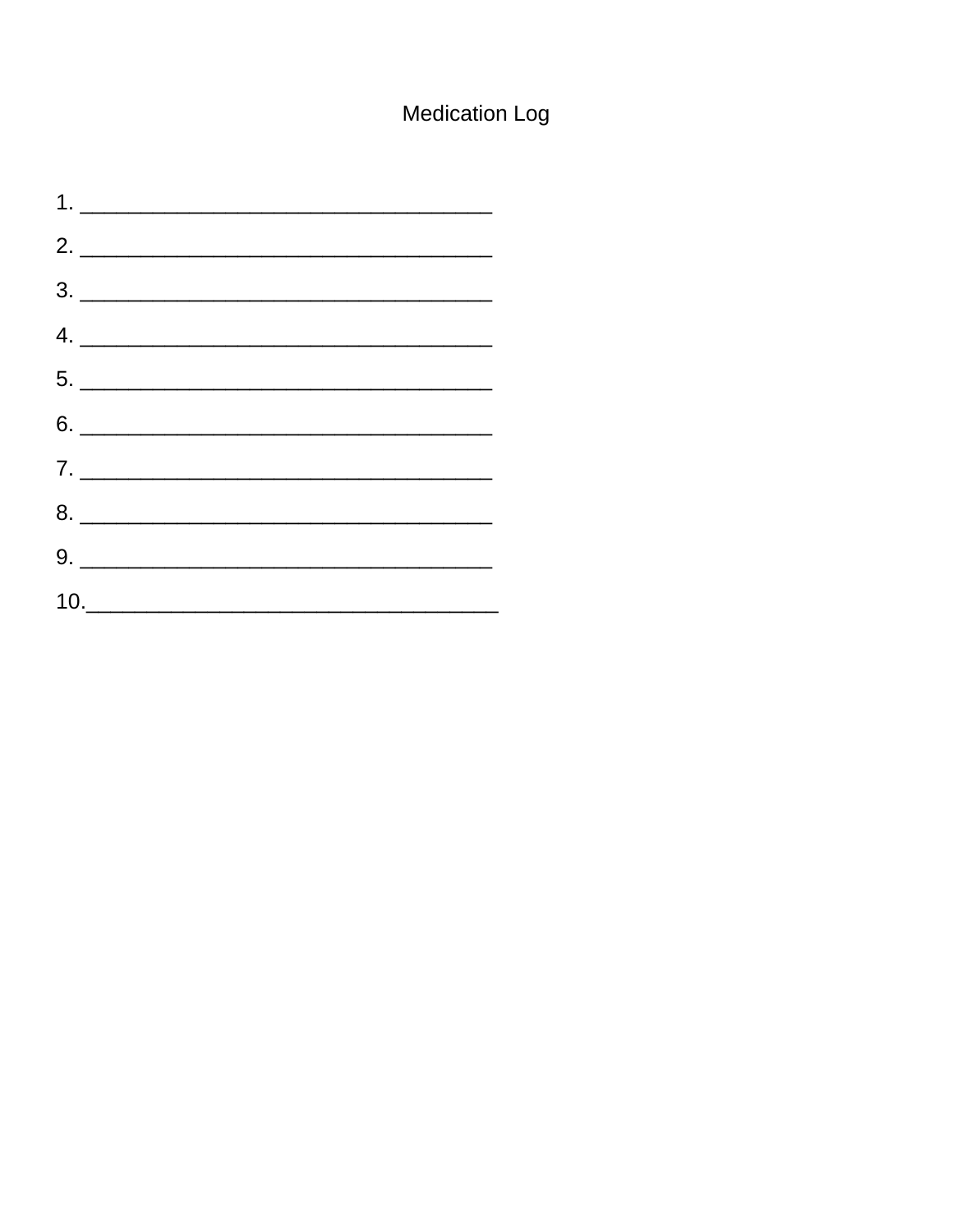# Medication Log

1. ___________________________________
2. ___________________________________
3. ___________________________________
4. ___________________________________
5. ___________________________________
6. ___________________________________
7. ___________________________________
8. ___________________________________
9. ___________________________________
10. ___________________________________